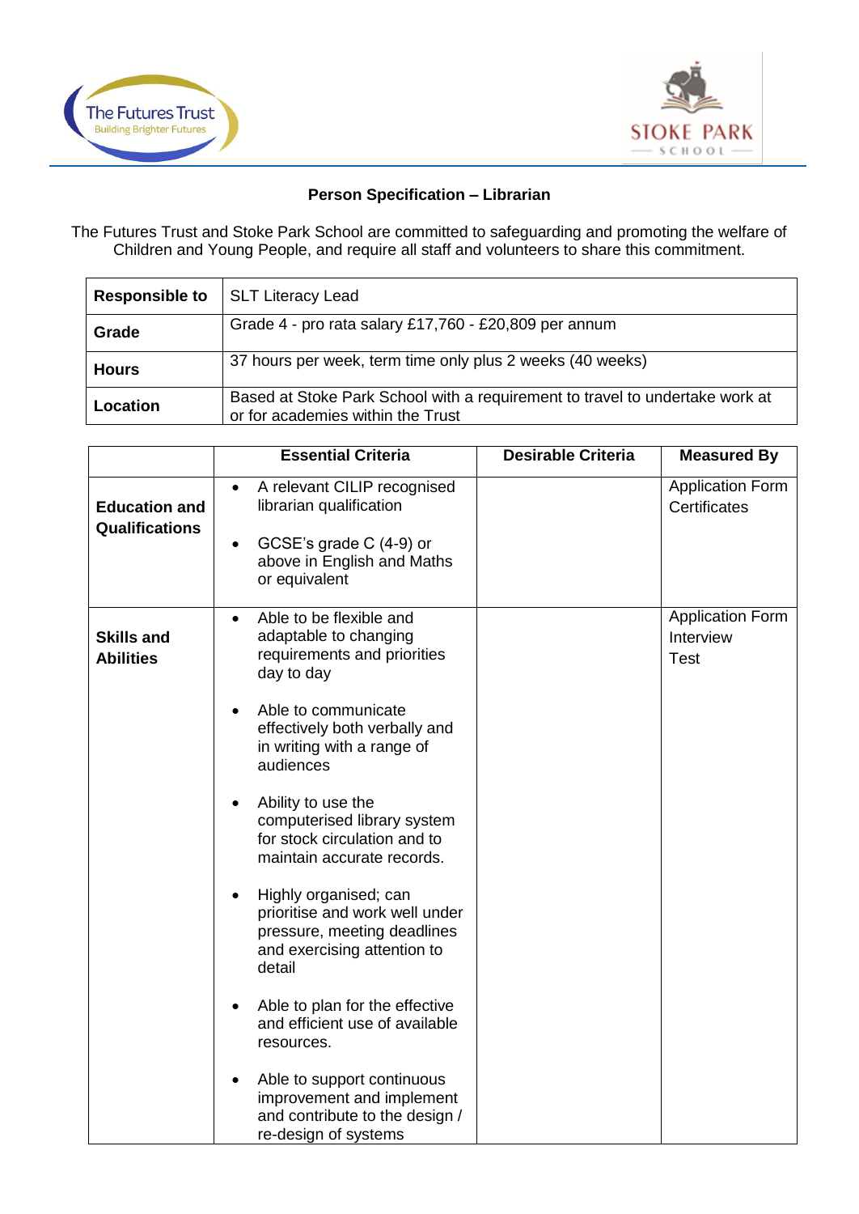## Person Specification – Librarian

The Futures Trust and Stoke Park School are committed to safeguarding and promoting the welfare of Children and Young People, and require all staff and volunteers to share this commitment.

| | |
|---|---|
| **Responsible to** | SLT Literacy Lead |
| **Grade** | Grade 4 - pro rata salary £17,760 - £20,809 per annum |
| **Hours** | 37 hours per week, term time only plus 2 weeks (40 weeks) |
| **Location** | Based at Stoke Park School with a requirement to travel to undertake work at or for academies within the Trust |

| | Essential Criteria | Desirable Criteria | Measured By |
|---|---|---|---|
| **Education and Qualifications** | • A relevant CILIP recognised librarian qualification<br><br>• GCSE's grade C (4-9) or above in English and Maths or equivalent | | Application Form<br>Certificates |
| **Skills and Abilities** | • Able to be flexible and adaptable to changing requirements and priorities day to day<br><br>• Able to communicate effectively both verbally and in writing with a range of audiences<br><br>• Ability to use the computerised library system for stock circulation and to maintain accurate records.<br><br>• Highly organised; can prioritise and work well under pressure, meeting deadlines and exercising attention to detail<br><br>• Able to plan for the effective and efficient use of available resources.<br><br>• Able to support continuous improvement and implement and contribute to the design / re-design of systems | | Application Form<br>Interview<br>Test |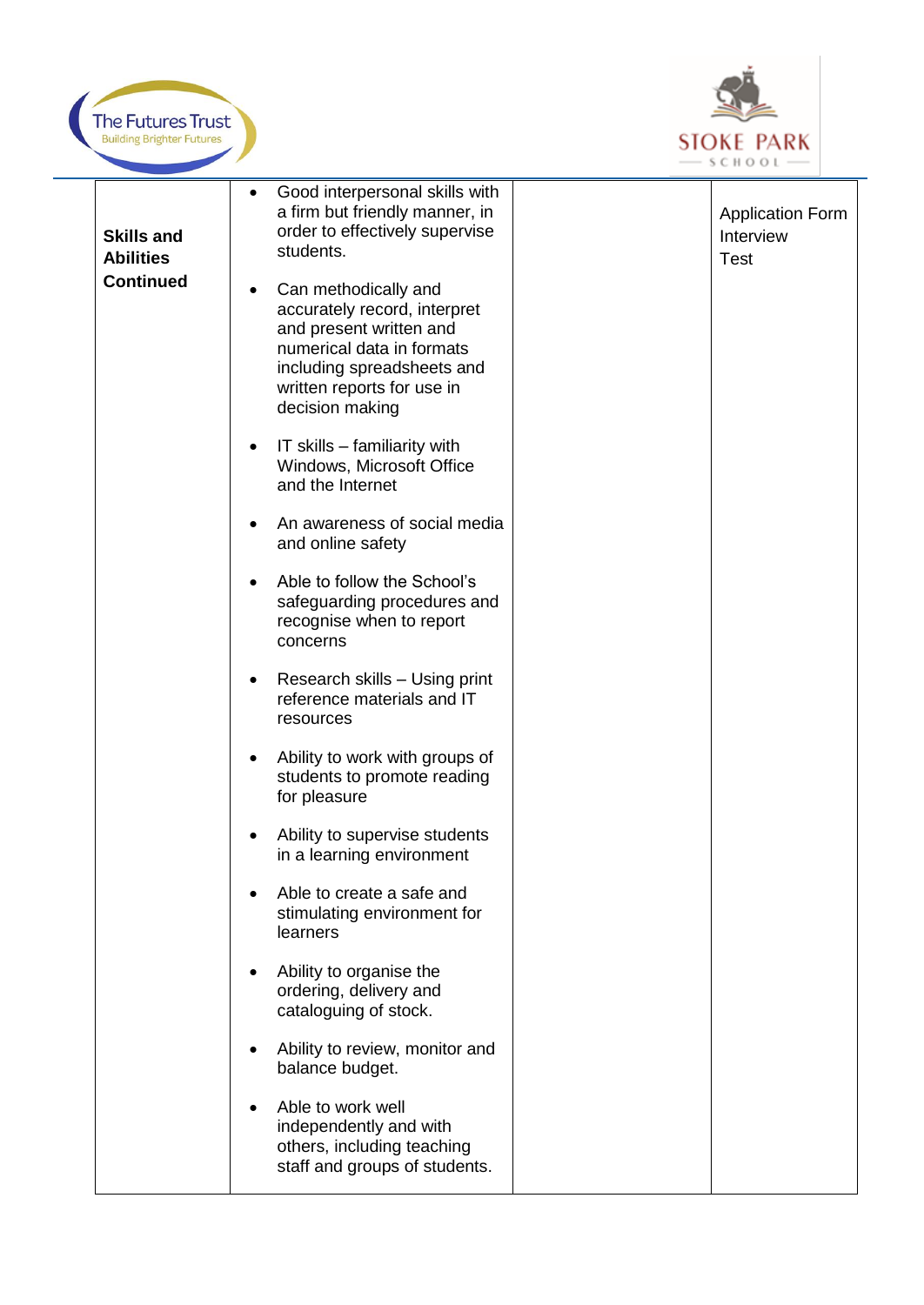| | | | |
|---|---|---|---|
| **Skills and Abilities Continued** | • Good interpersonal skills with a firm but friendly manner, in order to effectively supervise students.<br><br>• Can methodically and accurately record, interpret and present written and numerical data in formats including spreadsheets and written reports for use in decision making<br><br>• IT skills – familiarity with Windows, Microsoft Office and the Internet<br><br>• An awareness of social media and online safety<br><br>• Able to follow the School's safeguarding procedures and recognise when to report concerns<br><br>• Research skills – Using print reference materials and IT resources<br><br>• Ability to work with groups of students to promote reading for pleasure<br><br>• Ability to supervise students in a learning environment<br><br>• Able to create a safe and stimulating environment for learners<br><br>• Ability to organise the ordering, delivery and cataloguing of stock.<br><br>• Ability to review, monitor and balance budget.<br><br>• Able to work well independently and with others, including teaching staff and groups of students. | | Application Form<br>Interview<br>Test |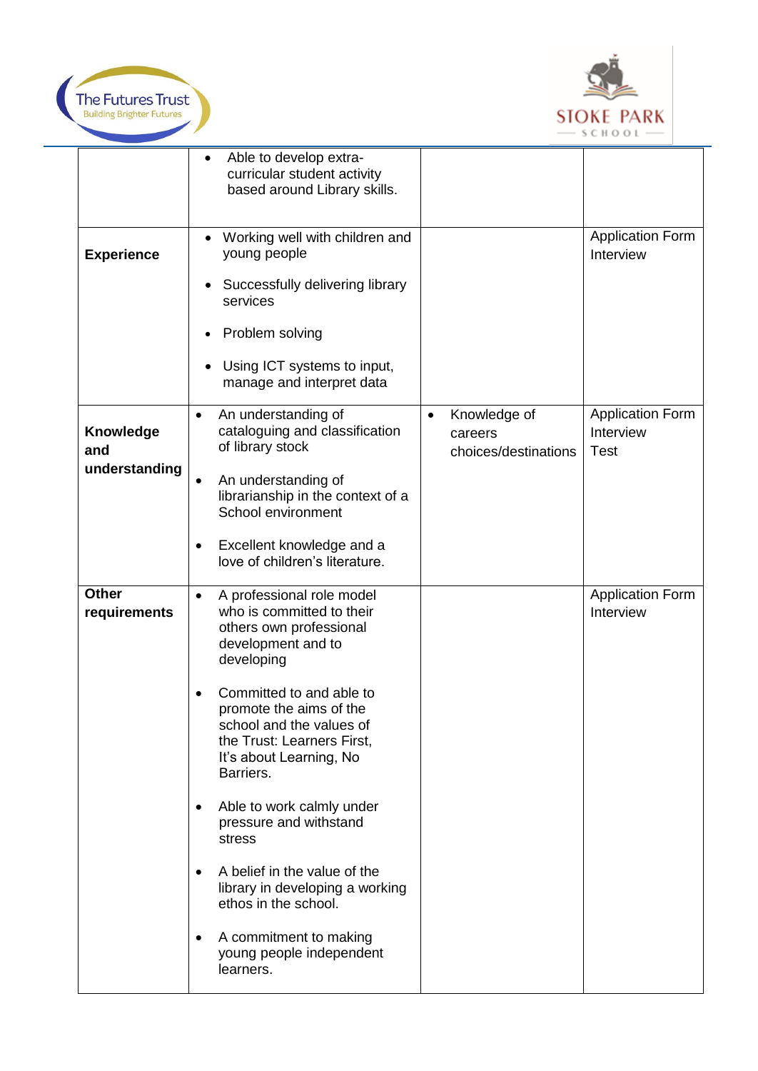| | | | |
|---|---|---|---|
| | • Able to develop extra-curricular student activity based around Library skills. | | |
| **Experience** | • Working well with children and young people<br><br>• Successfully delivering library services<br><br>• Problem solving<br><br>• Using ICT systems to input, manage and interpret data | | Application Form<br>Interview |
| **Knowledge and understanding** | • An understanding of cataloguing and classification of library stock<br><br>• An understanding of librarianship in the context of a School environment<br><br>• Excellent knowledge and a love of children's literature. | • Knowledge of careers choices/destinations | Application Form<br>Interview<br>Test |
| **Other requirements** | • A professional role model who is committed to their others own professional development and to developing<br><br>• Committed to and able to promote the aims of the school and the values of the Trust: Learners First, It's about Learning, No Barriers.<br><br>• Able to work calmly under pressure and withstand stress<br><br>• A belief in the value of the library in developing a working ethos in the school.<br><br>• A commitment to making young people independent learners. | | Application Form<br>Interview |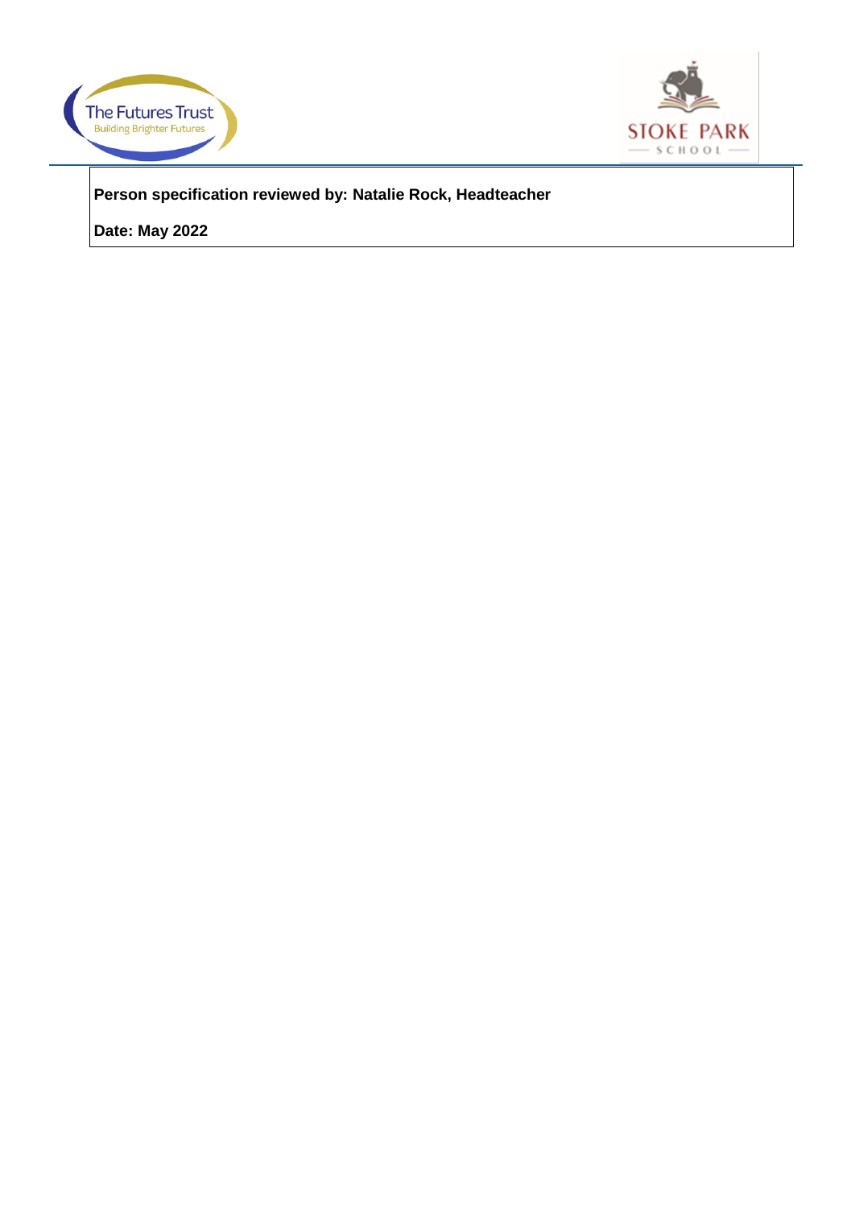**Person specification reviewed by: Natalie Rock, Headteacher**

**Date: May 2022**